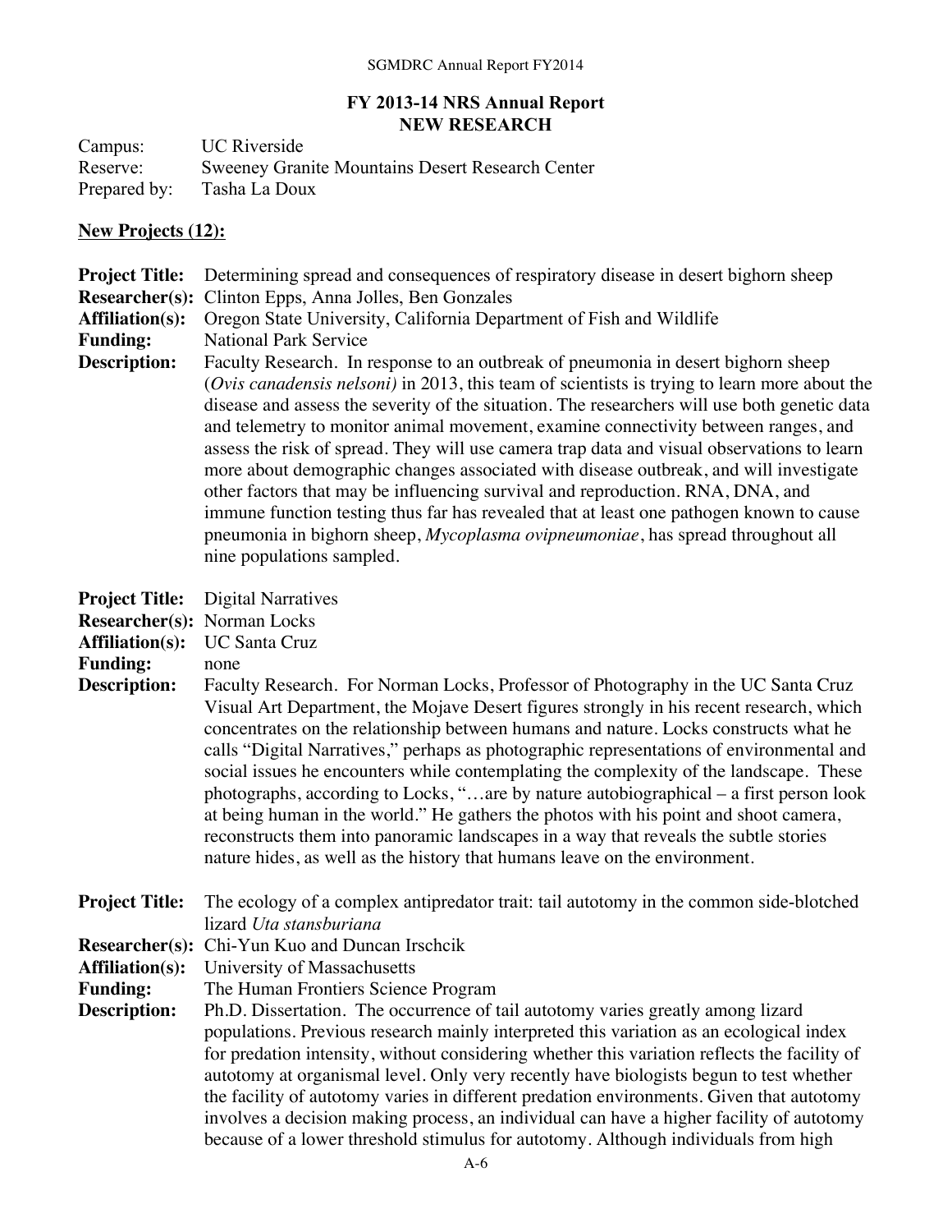# FY 2013-14 NRS Annual Report
## NEW RESEARCH

Campus: UC Riverside
Reserve: Sweeney Granite Mountains Desert Research Center
Prepared by: Tasha La Doux

**New Projects (12):**

**Project Title:** Determining spread and consequences of respiratory disease in desert bighorn sheep
**Researcher(s):** Clinton Epps, Anna Jolles, Ben Gonzales
**Affiliation(s):** Oregon State University, California Department of Fish and Wildlife
**Funding:** National Park Service
**Description:** Faculty Research. In response to an outbreak of pneumonia in desert bighorn sheep (*Ovis canadensis nelsoni)* in 2013, this team of scientists is trying to learn more about the disease and assess the severity of the situation. The researchers will use both genetic data and telemetry to monitor animal movement, examine connectivity between ranges, and assess the risk of spread. They will use camera trap data and visual observations to learn more about demographic changes associated with disease outbreak, and will investigate other factors that may be influencing survival and reproduction. RNA, DNA, and immune function testing thus far has revealed that at least one pathogen known to cause pneumonia in bighorn sheep, *Mycoplasma ovipneumoniae*, has spread throughout all nine populations sampled.

**Project Title:** Digital Narratives
**Researcher(s):** Norman Locks
**Affiliation(s):** UC Santa Cruz
**Funding:** none
**Description:** Faculty Research. For Norman Locks, Professor of Photography in the UC Santa Cruz Visual Art Department, the Mojave Desert figures strongly in his recent research, which concentrates on the relationship between humans and nature. Locks constructs what he calls "Digital Narratives," perhaps as photographic representations of environmental and social issues he encounters while contemplating the complexity of the landscape. These photographs, according to Locks, "…are by nature autobiographical – a first person look at being human in the world." He gathers the photos with his point and shoot camera, reconstructs them into panoramic landscapes in a way that reveals the subtle stories nature hides, as well as the history that humans leave on the environment.

**Project Title:** The ecology of a complex antipredator trait: tail autotomy in the common side-blotched lizard *Uta stansburiana*
**Researcher(s):** Chi-Yun Kuo and Duncan Irschcik
**Affiliation(s):** University of Massachusetts
**Funding:** The Human Frontiers Science Program
**Description:** Ph.D. Dissertation. The occurrence of tail autotomy varies greatly among lizard populations. Previous research mainly interpreted this variation as an ecological index for predation intensity, without considering whether this variation reflects the facility of autotomy at organismal level. Only very recently have biologists begun to test whether the facility of autotomy varies in different predation environments. Given that autotomy involves a decision making process, an individual can have a higher facility of autotomy because of a lower threshold stimulus for autotomy. Although individuals from high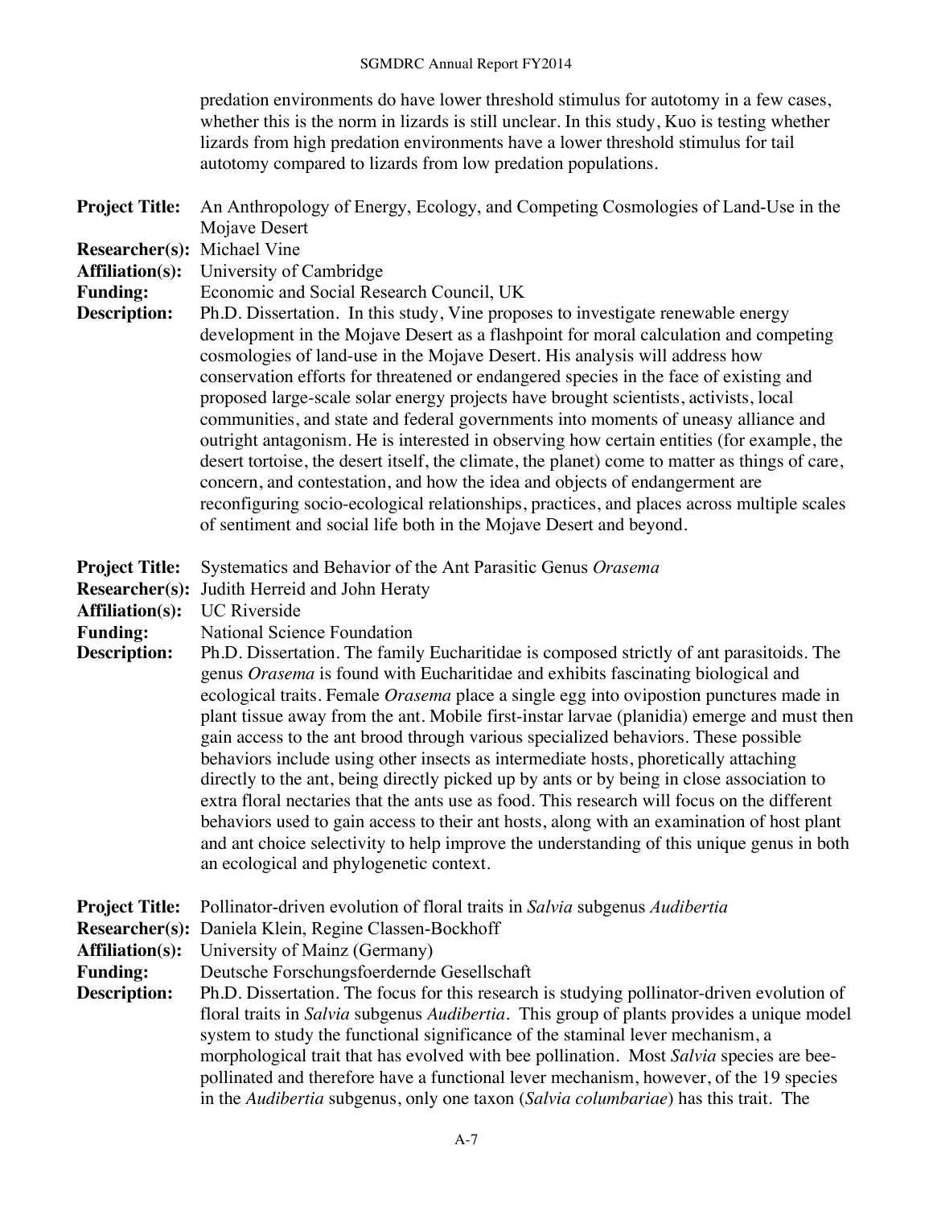predation environments do have lower threshold stimulus for autotomy in a few cases, whether this is the norm in lizards is still unclear. In this study, Kuo is testing whether lizards from high predation environments have a lower threshold stimulus for tail autotomy compared to lizards from low predation populations.

**Project Title:** An Anthropology of Energy, Ecology, and Competing Cosmologies of Land-Use in the Mojave Desert
**Researcher(s):** Michael Vine
**Affiliation(s):** University of Cambridge
**Funding:** Economic and Social Research Council, UK
**Description:** Ph.D. Dissertation. In this study, Vine proposes to investigate renewable energy development in the Mojave Desert as a flashpoint for moral calculation and competing cosmologies of land-use in the Mojave Desert. His analysis will address how conservation efforts for threatened or endangered species in the face of existing and proposed large-scale solar energy projects have brought scientists, activists, local communities, and state and federal governments into moments of uneasy alliance and outright antagonism. He is interested in observing how certain entities (for example, the desert tortoise, the desert itself, the climate, the planet) come to matter as things of care, concern, and contestation, and how the idea and objects of endangerment are reconfiguring socio-ecological relationships, practices, and places across multiple scales of sentiment and social life both in the Mojave Desert and beyond.

**Project Title:** Systematics and Behavior of the Ant Parasitic Genus *Orasema*
**Researcher(s):** Judith Herreid and John Heraty
**Affiliation(s):** UC Riverside
**Funding:** National Science Foundation
**Description:** Ph.D. Dissertation. The family Eucharitidae is composed strictly of ant parasitoids. The genus *Orasema* is found with Eucharitidae and exhibits fascinating biological and ecological traits. Female *Orasema* place a single egg into ovipostion punctures made in plant tissue away from the ant. Mobile first-instar larvae (planidia) emerge and must then gain access to the ant brood through various specialized behaviors. These possible behaviors include using other insects as intermediate hosts, phoretically attaching directly to the ant, being directly picked up by ants or by being in close association to extra floral nectaries that the ants use as food. This research will focus on the different behaviors used to gain access to their ant hosts, along with an examination of host plant and ant choice selectivity to help improve the understanding of this unique genus in both an ecological and phylogenetic context.

**Project Title:** Pollinator-driven evolution of floral traits in *Salvia* subgenus *Audibertia*
**Researcher(s):** Daniela Klein, Regine Classen-Bockhoff
**Affiliation(s):** University of Mainz (Germany)
**Funding:** Deutsche Forschungsfoerdernde Gesellschaft
**Description:** Ph.D. Dissertation. The focus for this research is studying pollinator-driven evolution of floral traits in *Salvia* subgenus *Audibertia*. This group of plants provides a unique model system to study the functional significance of the staminal lever mechanism, a morphological trait that has evolved with bee pollination. Most *Salvia* species are bee-pollinated and therefore have a functional lever mechanism, however, of the 19 species in the *Audibertia* subgenus, only one taxon (*Salvia columbariae*) has this trait. The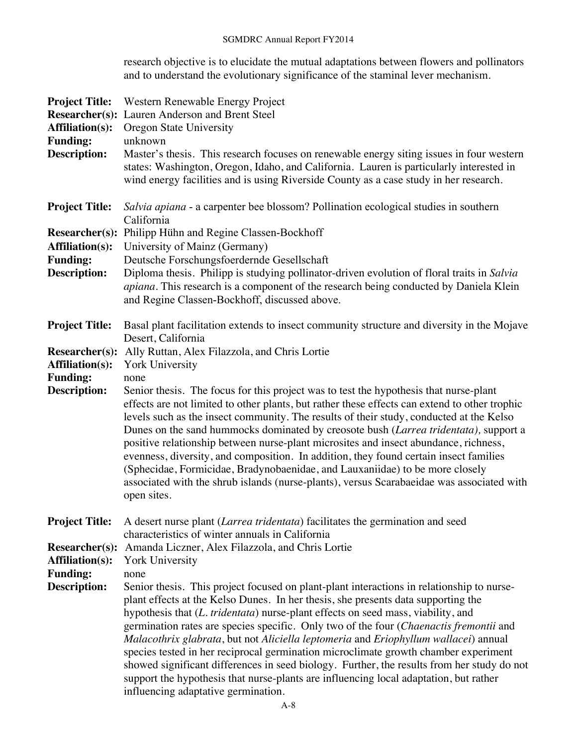research objective is to elucidate the mutual adaptations between flowers and pollinators and to understand the evolutionary significance of the staminal lever mechanism.

**Project Title:** Western Renewable Energy Project
**Researcher(s):** Lauren Anderson and Brent Steel
**Affiliation(s):** Oregon State University
**Funding:** unknown
**Description:** Master's thesis. This research focuses on renewable energy siting issues in four western states: Washington, Oregon, Idaho, and California. Lauren is particularly interested in wind energy facilities and is using Riverside County as a case study in her research.

**Project Title:** *Salvia apiana* - a carpenter bee blossom? Pollination ecological studies in southern California
**Researcher(s):** Philipp Hühn and Regine Classen-Bockhoff
**Affiliation(s):** University of Mainz (Germany)
**Funding:** Deutsche Forschungsfoerdernde Gesellschaft
**Description:** Diploma thesis. Philipp is studying pollinator-driven evolution of floral traits in *Salvia apiana*. This research is a component of the research being conducted by Daniela Klein and Regine Classen-Bockhoff, discussed above.

**Project Title:** Basal plant facilitation extends to insect community structure and diversity in the Mojave Desert, California
**Researcher(s):** Ally Ruttan, Alex Filazzola, and Chris Lortie
**Affiliation(s):** York University
**Funding:** none
**Description:** Senior thesis. The focus for this project was to test the hypothesis that nurse-plant effects are not limited to other plants, but rather these effects can extend to other trophic levels such as the insect community. The results of their study, conducted at the Kelso Dunes on the sand hummocks dominated by creosote bush (*Larrea tridentata),* support a positive relationship between nurse-plant microsites and insect abundance, richness, evenness, diversity, and composition. In addition, they found certain insect families (Sphecidae, Formicidae, Bradynobaenidae, and Lauxaniidae) to be more closely associated with the shrub islands (nurse-plants), versus Scarabaeidae was associated with open sites.

**Project Title:** A desert nurse plant (*Larrea tridentata*) facilitates the germination and seed characteristics of winter annuals in California
**Researcher(s):** Amanda Liczner, Alex Filazzola, and Chris Lortie
**Affiliation(s):** York University
**Funding:** none
**Description:** Senior thesis. This project focused on plant-plant interactions in relationship to nurse-plant effects at the Kelso Dunes. In her thesis, she presents data supporting the hypothesis that (*L. tridentata*) nurse-plant effects on seed mass, viability, and germination rates are species specific. Only two of the four (*Chaenactis fremontii* and *Malacothrix glabrata*, but not *Aliciella leptomeria* and *Eriophyllum wallacei*) annual species tested in her reciprocal germination microclimate growth chamber experiment showed significant differences in seed biology. Further, the results from her study do not support the hypothesis that nurse-plants are influencing local adaptation, but rather influencing adaptative germination.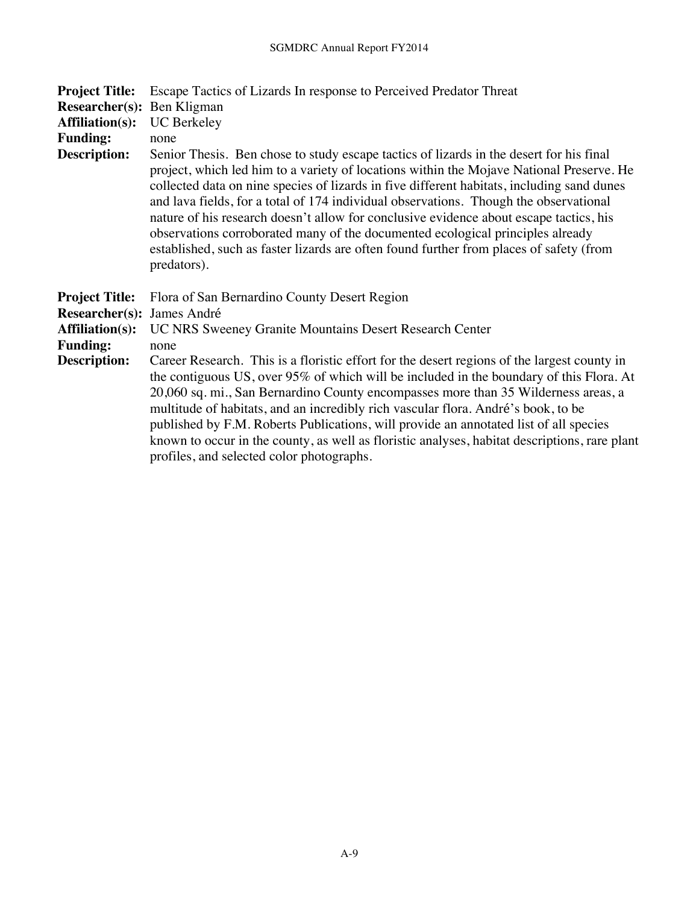**Project Title:** Escape Tactics of Lizards In response to Perceived Predator Threat
**Researcher(s):** Ben Kligman
**Affiliation(s):** UC Berkeley
**Funding:** none
**Description:** Senior Thesis. Ben chose to study escape tactics of lizards in the desert for his final project, which led him to a variety of locations within the Mojave National Preserve. He collected data on nine species of lizards in five different habitats, including sand dunes and lava fields, for a total of 174 individual observations. Though the observational nature of his research doesn't allow for conclusive evidence about escape tactics, his observations corroborated many of the documented ecological principles already established, such as faster lizards are often found further from places of safety (from predators).

**Project Title:** Flora of San Bernardino County Desert Region
**Researcher(s):** James André
**Affiliation(s):** UC NRS Sweeney Granite Mountains Desert Research Center
**Funding:** none
**Description:** Career Research. This is a floristic effort for the desert regions of the largest county in the contiguous US, over 95% of which will be included in the boundary of this Flora. At 20,060 sq. mi., San Bernardino County encompasses more than 35 Wilderness areas, a multitude of habitats, and an incredibly rich vascular flora. André's book, to be published by F.M. Roberts Publications, will provide an annotated list of all species known to occur in the county, as well as floristic analyses, habitat descriptions, rare plant profiles, and selected color photographs.